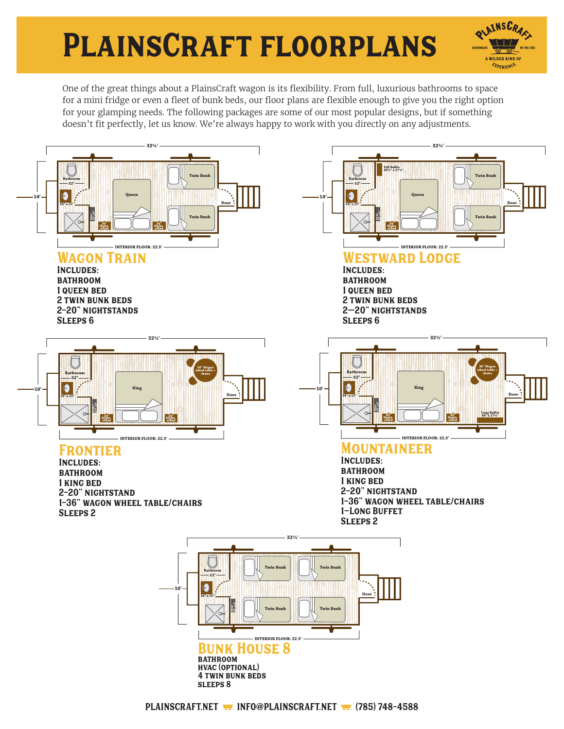# PlainsCraft floorplans

One of the great things about a PlainsCraft wagon is its flexibility. From full, luxurious bathrooms to space for a mini fridge or even a fleet of bunk beds, our floor plans are flexible enough to give you the right option for your glamping needs. The following packages are some of our most popular designs, but if something doesn't fit perfectly, let us know. We're always happy to work with you directly on any adjustments.

## Wagon Train

**Includes:**
- Bathroom
- 1 Queen Bed
- 2 Twin Bunk Beds
- 2–20" Nightstands
- Sleeps 6

## Westward Lodge

**Includes:**
- Bathroom
- 1 Queen Bed
- 2 Twin Bunk Beds
- 2—20" Nightstands
- Sleeps 6

## Frontier

**Includes:**
- Bathroom
- 1 King Bed
- 2–20" Nightstand
- 1–36" Wagon Wheel Table/Chairs
- Sleeps 2

## Mountaineer

**Includes:**
- Bathroom
- 1 King Bed
- 2–20" Nightstand
- 1–36" Wagon Wheel Table/Chairs
- 1–Long Buffet
- Sleeps 2

## Bunk House 8

- Bathroom
- HVAC (Optional)
- 4 Twin Bunk Beds
- Sleeps 8

PLAINSCRAFT.NET INFO@PLAINSCRAFT.NET (785) 748-4588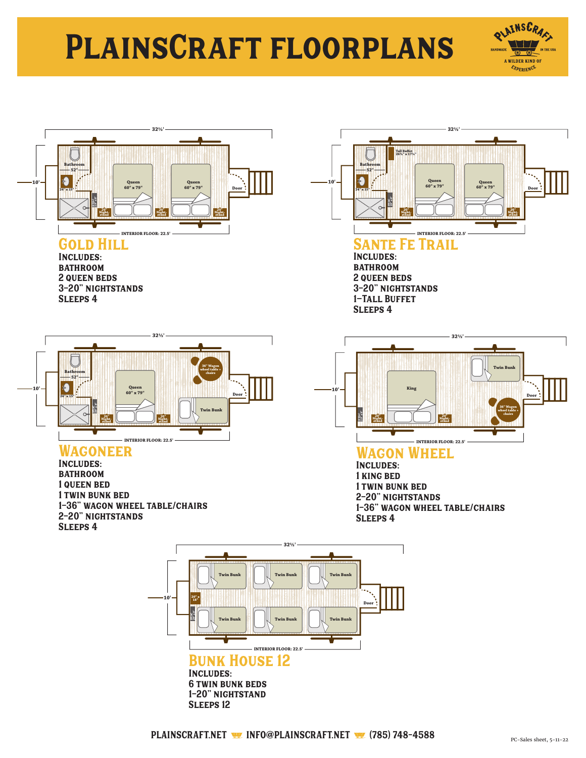# PlainsCraft floorplans

32½'

10'

Bathroom

52"

24" x 15"

Queen 60" x 79"

Queen 60" x 79"

Door

20" Night-stand

20" Night-stand

20" Night-stand

INTERIOR FLOOR: 22.5'

## Gold Hill

**Includes:**

**Bathroom**
**2 Queen beds**
**3–20" Nightstands**
**Sleeps 4**

32½'

10'

Bathroom

52"

24" x 15"

Tall Buffet 26¾" x 17¾"

Queen 60" x 79"

Queen 60" x 79"

Door

20" Night-stand

20" Night-stand

INTERIOR FLOOR: 22.5'

## Sante Fe Trail

**Includes:**

**Bathroom**
**2 Queen beds**
**3–20" Nightstands**
**1–Tall Buffet**
**Sleeps 4**

32½'

10'

Bathroom

52"

24" x 15"

Queen 60" x 79"

36" Wagon wheel table + chairs

Door

Twin Bunk

20" Night-stand

20" Night-stand

INTERIOR FLOOR: 22.5'

## Wagoneer

**Includes:**

**Bathroom**
**1 Queen bed**
**1 Twin bunk bed**
**1–36" Wagon wheel table/chairs**
**2–20" Nightstands**
**Sleeps 4**

32½'

10'

Twin Bunk

King

Door

36" Wagon wheel table + chairs

20" Night-stand

20" Night-stand

INTERIOR FLOOR: 22.5'

## Wagon Wheel

**Includes:**

**1 King bed**
**1 Twin bunk bed**
**2–20" Nightstands**
**1–36" Wagon wheel table/chairs**
**Sleeps 4**

32½'

10'

Twin Bunk

Twin Bunk

Twin Bunk

20" x 18"

Door

Twin Bunk

Twin Bunk

Twin Bunk

INTERIOR FLOOR: 22.5'

## Bunk House 12

**Includes:**

**6 Twin bunk beds**
**1–20" Nightstand**
**Sleeps 12**

PLAINSCRAFT.NET INFO@PLAINSCRAFT.NET (785) 748-4588

PC-Sales sheet, 5-11-22